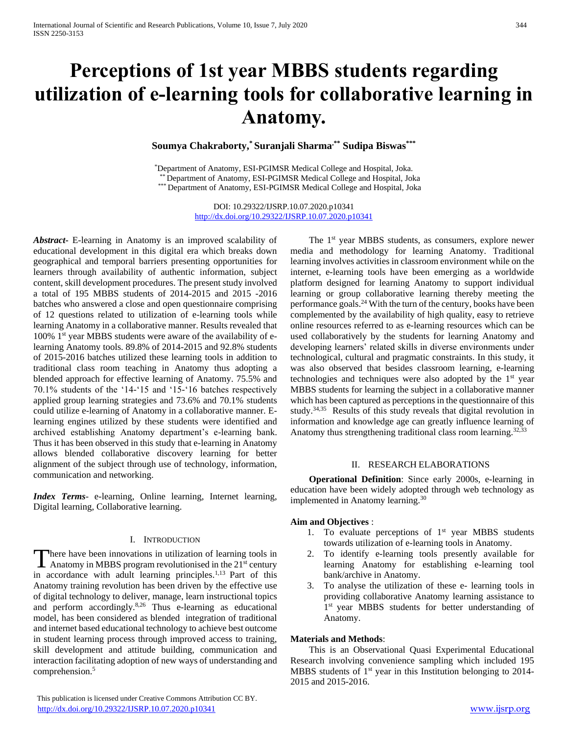# Perceptions of 1st year MBBS students regarding utilization of e-learning tools for collaborative learning in Anatomy.

**Soumya Chakraborty,[*] Suranjali Sharma[**] Sudipa Biswas[***]**

[*]Department of Anatomy, ESI-PGIMSR Medical College and Hospital, Joka.
[**] Department of Anatomy, ESI-PGIMSR Medical College and Hospital, Joka
[***] Department of Anatomy, ESI-PGIMSR Medical College and Hospital, Joka

DOI: 10.29322/IJSRP.10.07.2020.p10341
http://dx.doi.org/10.29322/IJSRP.10.07.2020.p10341

***Abstract***- E-learning in Anatomy is an improved scalability of educational development in this digital era which breaks down geographical and temporal barriers presenting opportunities for learners through availability of authentic information, subject content, skill development procedures. The present study involved a total of 195 MBBS students of 2014-2015 and 2015 -2016 batches who answered a close and open questionnaire comprising of 12 questions related to utilization of e-learning tools while learning Anatomy in a collaborative manner. Results revealed that 100% 1st year MBBS students were aware of the availability of e-learning Anatomy tools. 89.8% of 2014-2015 and 92.8% students of 2015-2016 batches utilized these learning tools in addition to traditional class room teaching in Anatomy thus adopting a blended approach for effective learning of Anatomy. 75.5% and 70.1% students of the '14-'15 and '15-'16 batches respectively applied group learning strategies and 73.6% and 70.1% students could utilize e-learning of Anatomy in a collaborative manner. E-learning engines utilized by these students were identified and archived establishing Anatomy department's e-learning bank. Thus it has been observed in this study that e-learning in Anatomy allows blended collaborative discovery learning for better alignment of the subject through use of technology, information, communication and networking.

***Index Terms***- e-learning, Online learning, Internet learning, Digital learning, Collaborative learning.

## I. Introduction

There have been innovations in utilization of learning tools in Anatomy in MBBS program revolutionised in the 21st century in accordance with adult learning principles.[1,13] Part of this Anatomy training revolution has been driven by the effective use of digital technology to deliver, manage, learn instructional topics and perform accordingly.[8,26] Thus e-learning as educational model, has been considered as blended integration of traditional and internet based educational technology to achieve best outcome in student learning process through improved access to training, skill development and attitude building, communication and interaction facilitating adoption of new ways of understanding and comprehension.[5]

The 1st year MBBS students, as consumers, explore newer media and methodology for learning Anatomy. Traditional learning involves activities in classroom environment while on the internet, e-learning tools have been emerging as a worldwide platform designed for learning Anatomy to support individual learning or group collaborative learning thereby meeting the performance goals.[24] With the turn of the century, books have been complemented by the availability of high quality, easy to retrieve online resources referred to as e-learning resources which can be used collaboratively by the students for learning Anatomy and developing learners' related skills in diverse environments under technological, cultural and pragmatic constraints. In this study, it was also observed that besides classroom learning, e-learning technologies and techniques were also adopted by the 1st year MBBS students for learning the subject in a collaborative manner which has been captured as perceptions in the questionnaire of this study.[34,35] Results of this study reveals that digital revolution in information and knowledge age can greatly influence learning of Anatomy thus strengthening traditional class room learning.[32,33]

## II. Research Elaborations

**Operational Definition**: Since early 2000s, e-learning in education have been widely adopted through web technology as implemented in Anatomy learning.[30]

**Aim and Objectives** :

1. To evaluate perceptions of 1st year MBBS students towards utilization of e-learning tools in Anatomy.
2. To identify e-learning tools presently available for learning Anatomy for establishing e-learning tool bank/archive in Anatomy.
3. To analyse the utilization of these e- learning tools in providing collaborative Anatomy learning assistance to 1st year MBBS students for better understanding of Anatomy.

**Materials and Methods**:

This is an Observational Quasi Experimental Educational Research involving convenience sampling which included 195 MBBS students of 1st year in this Institution belonging to 2014-2015 and 2015-2016.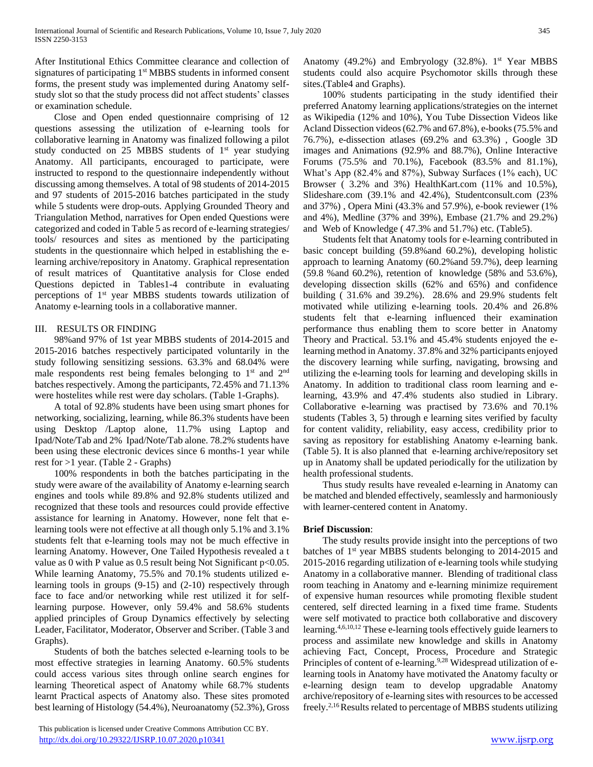After Institutional Ethics Committee clearance and collection of signatures of participating 1st MBBS students in informed consent forms, the present study was implemented during Anatomy self-study slot so that the study process did not affect students' classes or examination schedule.

Close and Open ended questionnaire comprising of 12 questions assessing the utilization of e-learning tools for collaborative learning in Anatomy was finalized following a pilot study conducted on 25 MBBS students of 1st year studying Anatomy. All participants, encouraged to participate, were instructed to respond to the questionnaire independently without discussing among themselves. A total of 98 students of 2014-2015 and 97 students of 2015-2016 batches participated in the study while 5 students were drop-outs. Applying Grounded Theory and Triangulation Method, narratives for Open ended Questions were categorized and coded in Table 5 as record of e-learning strategies/ tools/ resources and sites as mentioned by the participating students in the questionnaire which helped in establishing the e-learning archive/repository in Anatomy. Graphical representation of result matrices of Quantitative analysis for Close ended Questions depicted in Tables1-4 contribute in evaluating perceptions of 1st year MBBS students towards utilization of Anatomy e-learning tools in a collaborative manner.

## III. RESULTS OR FINDING

98%and 97% of 1st year MBBS students of 2014-2015 and 2015-2016 batches respectively participated voluntarily in the study following sensitizing sessions. 63.3% and 68.04% were male respondents rest being females belonging to 1st and 2nd batches respectively. Among the participants, 72.45% and 71.13% were hostelites while rest were day scholars. (Table 1-Graphs).

A total of 92.8% students have been using smart phones for networking, socializing, learning, while 86.3% students have been using Desktop /Laptop alone, 11.7% using Laptop and Ipad/Note/Tab and 2% Ipad/Note/Tab alone. 78.2% students have been using these electronic devices since 6 months-1 year while rest for >1 year. (Table 2 - Graphs)

100% respondents in both the batches participating in the study were aware of the availability of Anatomy e-learning search engines and tools while 89.8% and 92.8% students utilized and recognized that these tools and resources could provide effective assistance for learning in Anatomy. However, none felt that e-learning tools were not effective at all though only 5.1% and 3.1% students felt that e-learning tools may not be much effective in learning Anatomy. However, One Tailed Hypothesis revealed a t value as 0 with P value as 0.5 result being Not Significant $p<0.05$. While learning Anatomy, 75.5% and 70.1% students utilized e-learning tools in groups (9-15) and (2-10) respectively through face to face and/or networking while rest utilized it for self-learning purpose. However, only 59.4% and 58.6% students applied principles of Group Dynamics effectively by selecting Leader, Facilitator, Moderator, Observer and Scriber. (Table 3 and Graphs).

Students of both the batches selected e-learning tools to be most effective strategies in learning Anatomy. 60.5% students could access various sites through online search engines for learning Theoretical aspect of Anatomy while 68.7% students learnt Practical aspects of Anatomy also. These sites promoted best learning of Histology (54.4%), Neuroanatomy (52.3%), Gross Anatomy (49.2%) and Embryology (32.8%). 1st Year MBBS students could also acquire Psychomotor skills through these sites.(Table4 and Graphs).

100% students participating in the study identified their preferred Anatomy learning applications/strategies on the internet as Wikipedia (12% and 10%), You Tube Dissection Videos like Acland Dissection videos (62.7% and 67.8%), e-books (75.5% and 76.7%), e-dissection atlases (69.2% and 63.3%) , Google 3D images and Animations (92.9% and 88.7%), Online Interactive Forums (75.5% and 70.1%), Facebook (83.5% and 81.1%), What's App (82.4% and 87%), Subway Surfaces (1% each), UC Browser ( 3.2% and 3%) HealthKart.com (11% and 10.5%), Slideshare.com (39.1% and 42.4%), Studentconsult.com (23% and 37%) , Opera Mini (43.3% and 57.9%), e-book reviewer (1% and 4%), Medline (37% and 39%), Embase (21.7% and 29.2%) and Web of Knowledge ( 47.3% and 51.7%) etc. (Table5).

Students felt that Anatomy tools for e-learning contributed in basic concept building (59.8%and 60.2%), developing holistic approach to learning Anatomy (60.2%and 59.7%), deep learning (59.8 %and 60.2%), retention of knowledge (58% and 53.6%), developing dissection skills (62% and 65%) and confidence building ( 31.6% and 39.2%). 28.6% and 29.9% students felt motivated while utilizing e-learning tools. 20.4% and 26.8% students felt that e-learning influenced their examination performance thus enabling them to score better in Anatomy Theory and Practical. 53.1% and 45.4% students enjoyed the e-learning method in Anatomy. 37.8% and 32% participants enjoyed the discovery learning while surfing, navigating, browsing and utilizing the e-learning tools for learning and developing skills in Anatomy. In addition to traditional class room learning and e-learning, 43.9% and 47.4% students also studied in Library. Collaborative e-learning was practised by 73.6% and 70.1% students (Tables 3, 5) through e learning sites verified by faculty for content validity, reliability, easy access, credibility prior to saving as repository for establishing Anatomy e-learning bank. (Table 5). It is also planned that e-learning archive/repository set up in Anatomy shall be updated periodically for the utilization by health professional students.

Thus study results have revealed e-learning in Anatomy can be matched and blended effectively, seamlessly and harmoniously with learner-centered content in Anatomy.

**Brief Discussion**:

The study results provide insight into the perceptions of two batches of 1st year MBBS students belonging to 2014-2015 and 2015-2016 regarding utilization of e-learning tools while studying Anatomy in a collaborative manner. Blending of traditional class room teaching in Anatomy and e-learning minimize requirement of expensive human resources while promoting flexible student centered, self directed learning in a fixed time frame. Students were self motivated to practice both collaborative and discovery learning.[4,6,10,12] These e-learning tools effectively guide learners to process and assimilate new knowledge and skills in Anatomy achieving Fact, Concept, Process, Procedure and Strategic Principles of content of e-learning.[9,28] Widespread utilization of e-learning tools in Anatomy have motivated the Anatomy faculty or e-learning design team to develop upgradable Anatomy archive/repository of e-learning sites with resources to be accessed freely.[2,16] Results related to percentage of MBBS students utilizing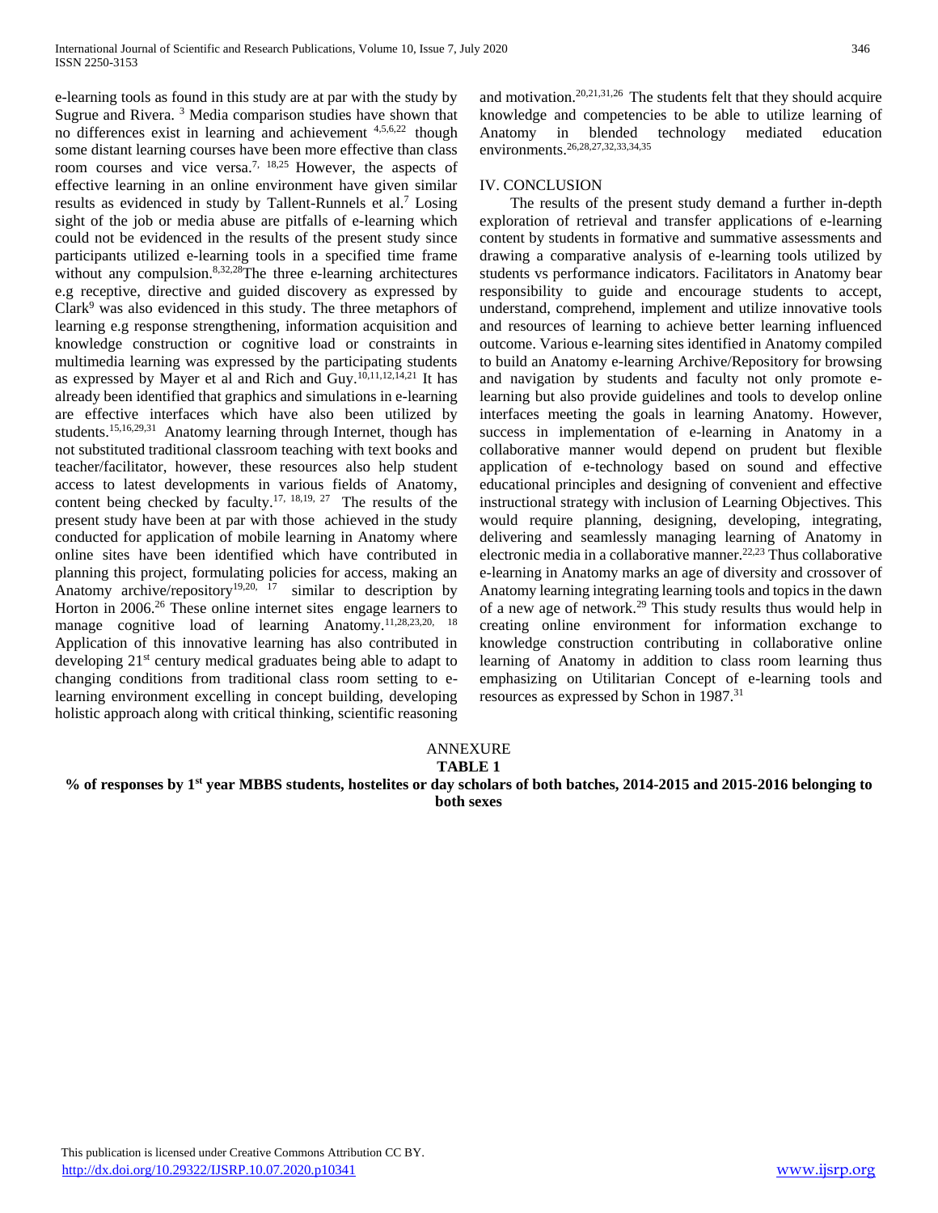e-learning tools as found in this study are at par with the study by Sugrue and Rivera. [3] Media comparison studies have shown that no differences exist in learning and achievement [4,5,6,22] though some distant learning courses have been more effective than class room courses and vice versa.[7, 18,25] However, the aspects of effective learning in an online environment have given similar results as evidenced in study by Tallent-Runnels et al.[7] Losing sight of the job or media abuse are pitfalls of e-learning which could not be evidenced in the results of the present study since participants utilized e-learning tools in a specified time frame without any compulsion.[8,32,28]The three e-learning architectures e.g receptive, directive and guided discovery as expressed by Clark[9] was also evidenced in this study. The three metaphors of learning e.g response strengthening, information acquisition and knowledge construction or cognitive load or constraints in multimedia learning was expressed by the participating students as expressed by Mayer et al and Rich and Guy.[10,11,12,14,21] It has already been identified that graphics and simulations in e-learning are effective interfaces which have also been utilized by students.[15,16,29,31] Anatomy learning through Internet, though has not substituted traditional classroom teaching with text books and teacher/facilitator, however, these resources also help student access to latest developments in various fields of Anatomy, content being checked by faculty.[17, 18,19, 27] The results of the present study have been at par with those achieved in the study conducted for application of mobile learning in Anatomy where online sites have been identified which have contributed in planning this project, formulating policies for access, making an Anatomy archive/repository[19,20, 17] similar to description by Horton in 2006.[26] These online internet sites engage learners to manage cognitive load of learning Anatomy.[11,28,23,20, 18] Application of this innovative learning has also contributed in developing 21st century medical graduates being able to adapt to changing conditions from traditional class room setting to e-learning environment excelling in concept building, developing holistic approach along with critical thinking, scientific reasoning and motivation.[20,21,31,26] The students felt that they should acquire knowledge and competencies to be able to utilize learning of Anatomy in blended technology mediated education environments.[26,28,27,32,33,34,35]

## IV. CONCLUSION

The results of the present study demand a further in-depth exploration of retrieval and transfer applications of e-learning content by students in formative and summative assessments and drawing a comparative analysis of e-learning tools utilized by students vs performance indicators. Facilitators in Anatomy bear responsibility to guide and encourage students to accept, understand, comprehend, implement and utilize innovative tools and resources of learning to achieve better learning influenced outcome. Various e-learning sites identified in Anatomy compiled to build an Anatomy e-learning Archive/Repository for browsing and navigation by students and faculty not only promote e-learning but also provide guidelines and tools to develop online interfaces meeting the goals in learning Anatomy. However, success in implementation of e-learning in Anatomy in a collaborative manner would depend on prudent but flexible application of e-technology based on sound and effective educational principles and designing of convenient and effective instructional strategy with inclusion of Learning Objectives. This would require planning, designing, developing, integrating, delivering and seamlessly managing learning of Anatomy in electronic media in a collaborative manner.[22,23] Thus collaborative e-learning in Anatomy marks an age of diversity and crossover of Anatomy learning integrating learning tools and topics in the dawn of a new age of network.[29] This study results thus would help in creating online environment for information exchange to knowledge construction contributing in collaborative online learning of Anatomy in addition to class room learning thus emphasizing on Utilitarian Concept of e-learning tools and resources as expressed by Schon in 1987.[31]

ANNEXURE

**TABLE 1**

**% of responses by 1st year MBBS students, hostelites or day scholars of both batches, 2014-2015 and 2015-2016 belonging to both sexes**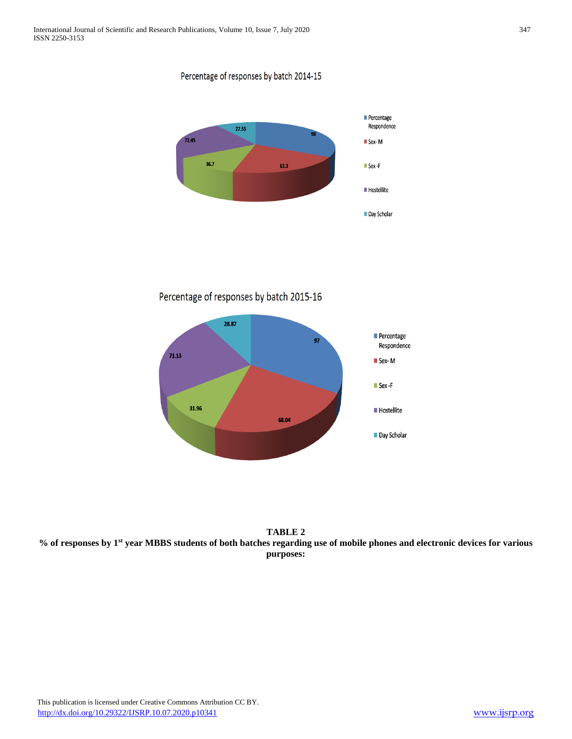Percentage of responses by batch 2014-15

| Category | Value |
|---|---|
| Percentage Respondence | 98 |
| Sex- M | 63.3 |
| Sex -F | 36.7 |
| Hostellite | 72.45 |
| Day Scholar | 27.55 |

Percentage of responses by batch 2015-16

| Category | Value |
|---|---|
| Percentage Respondence | 97 |
| Sex- M | 68.04 |
| Sex -F | 31.96 |
| Hostellite | 71.13 |
| Day Scholar | 28.87 |

**TABLE 2**

**% of responses by 1st year MBBS students of both batches regarding use of mobile phones and electronic devices for various purposes:**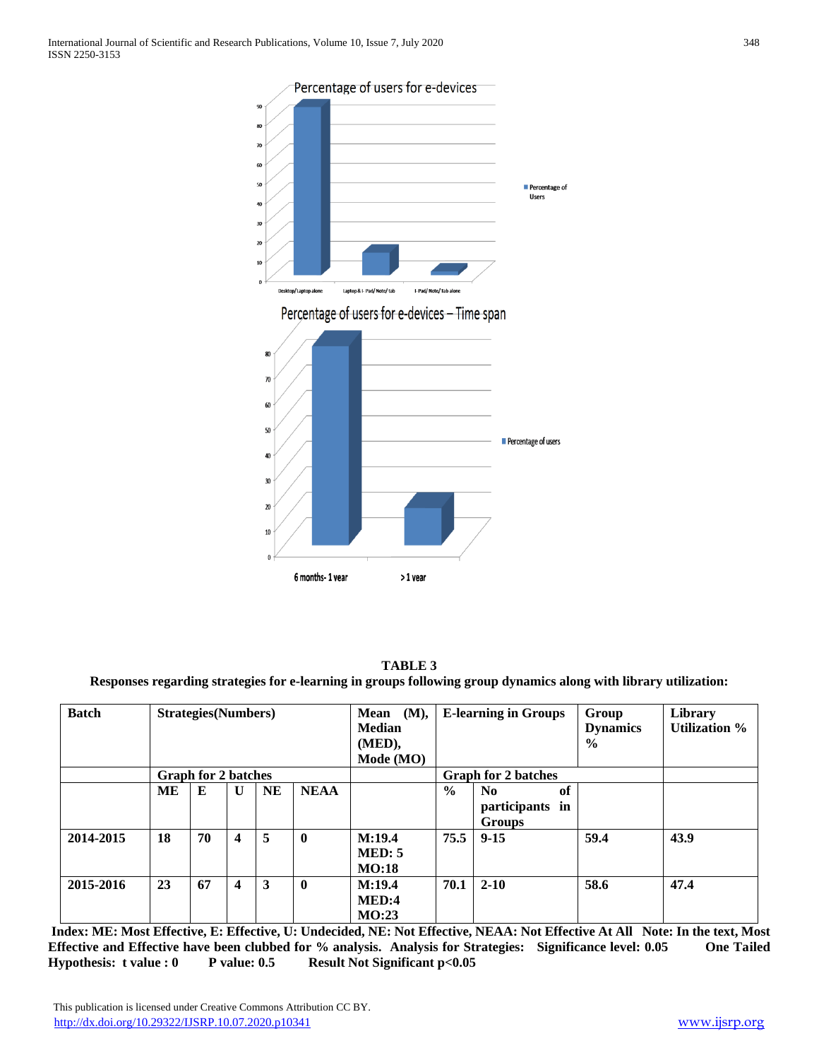Percentage of users for e-devices

Percentage of users for e-devices – Time span

**TABLE 3**

**Responses regarding strategies for e-learning in groups following group dynamics along with library utilization:**

| Batch | Strategies(Numbers) | | | | | Mean (M), Median (MED), Mode (MO) | E-learning in Groups | | Group Dynamics % | Library Utilization % |
|---|---|---|---|---|---|---|---|---|---|---|
| | Graph for 2 batches | | | | | | Graph for 2 batches | | | |
| | ME | E | U | NE | NEAA | | % | No of participants in Groups | | |
| 2014-2015 | 18 | 70 | 4 | 5 | 0 | M:19.4 MED: 5 MO:18 | 75.5 | 9-15 | 59.4 | 43.9 |
| 2015-2016 | 23 | 67 | 4 | 3 | 0 | M:19.4 MED:4 MO:23 | 70.1 | 2-10 | 58.6 | 47.4 |

**Index: ME: Most Effective, E: Effective, U: Undecided, NE: Not Effective, NEAA: Not Effective At All Note: In the text, Most Effective and Effective have been clubbed for % analysis. Analysis for Strategies: Significance level: 0.05 One Tailed Hypothesis: t value : 0 P value: 0.5 Result Not Significant $p<0.05$**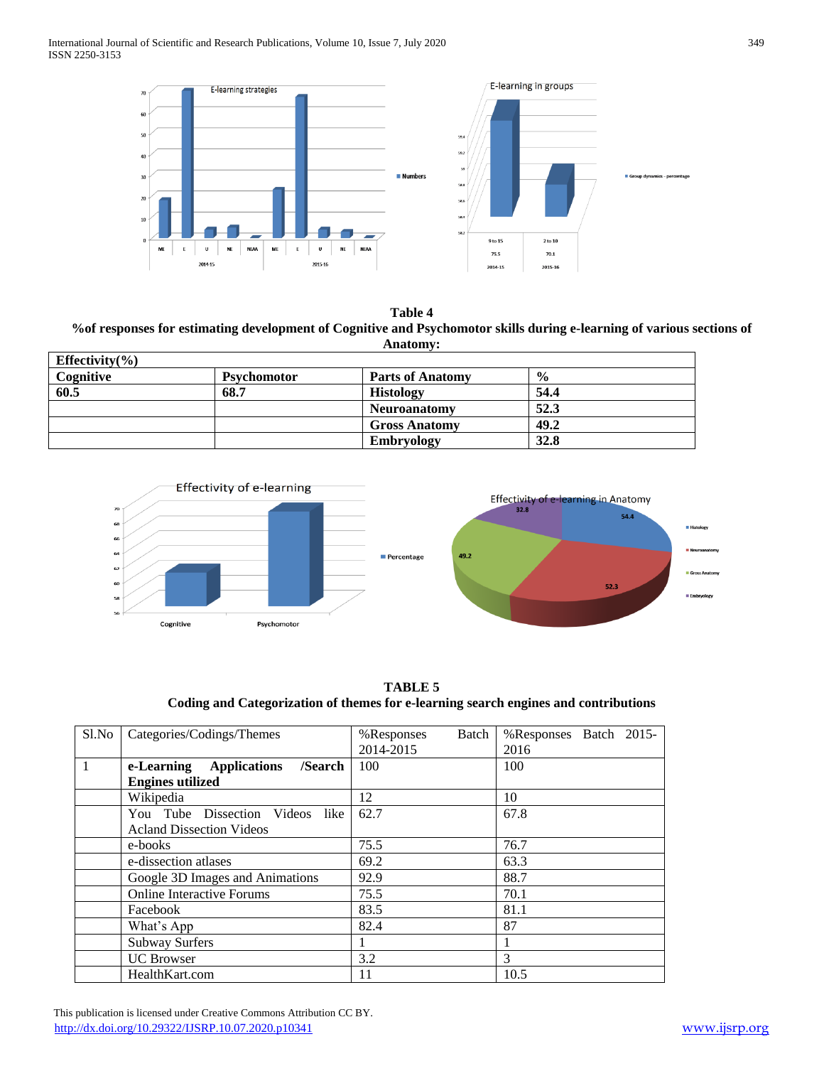**Table 4**

**%of responses for estimating development of Cognitive and Psychomotor skills during e-learning of various sections of Anatomy:**

| **Effectivity(%)** | | | |
|---|---|---|---|
| **Cognitive** | **Psychomotor** | **Parts of Anatomy** | **%** |
| **60.5** | **68.7** | **Histology** | **54.4** |
| | | **Neuroanatomy** | **52.3** |
| | | **Gross Anatomy** | **49.2** |
| | | **Embryology** | **32.8** |

**TABLE 5**

**Coding and Categorization of themes for e-learning search engines and contributions**

| Sl.No | Categories/Codings/Themes | %Responses Batch 2014-2015 | %Responses Batch 2015-2016 |
|---|---|---|---|
| 1 | **e-Learning Applications /Search Engines utilized** | 100 | 100 |
| | Wikipedia | 12 | 10 |
| | You Tube Dissection Videos like Acland Dissection Videos | 62.7 | 67.8 |
| | e-books | 75.5 | 76.7 |
| | e-dissection atlases | 69.2 | 63.3 |
| | Google 3D Images and Animations | 92.9 | 88.7 |
| | Online Interactive Forums | 75.5 | 70.1 |
| | Facebook | 83.5 | 81.1 |
| | What's App | 82.4 | 87 |
| | Subway Surfers | 1 | 1 |
| | UC Browser | 3.2 | 3 |
| | HealthKart.com | 11 | 10.5 |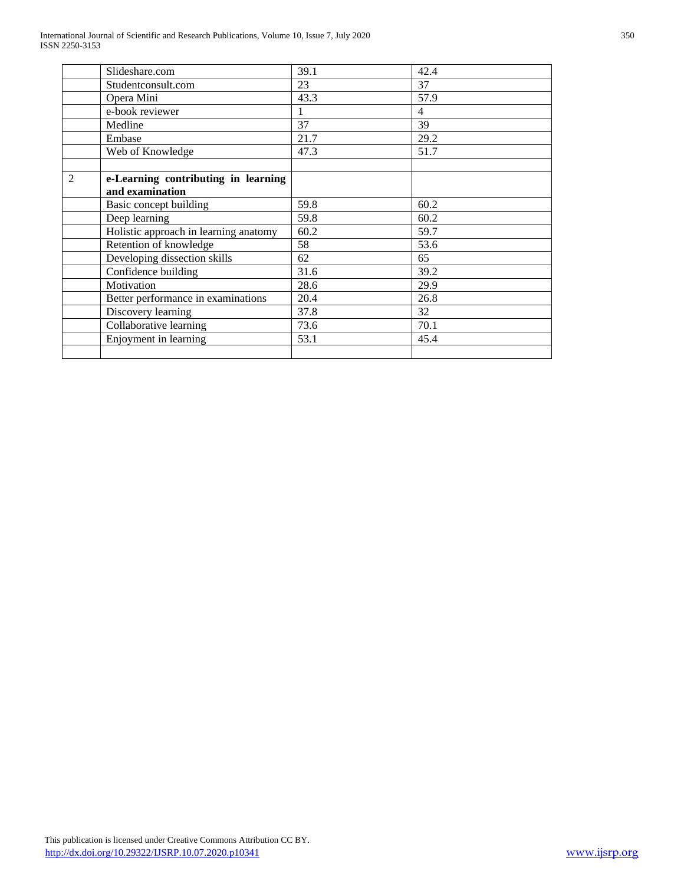|   |   |   |   |
|---|---|---|---|
|   | Slideshare.com | 39.1 | 42.4 |
|   | Studentconsult.com | 23 | 37 |
|   | Opera Mini | 43.3 | 57.9 |
|   | e-book reviewer | 1 | 4 |
|   | Medline | 37 | 39 |
|   | Embase | 21.7 | 29.2 |
|   | Web of Knowledge | 47.3 | 51.7 |
|   |   |   |   |
| 2 | **e-Learning contributing in learning and examination** |   |   |
|   | Basic concept building | 59.8 | 60.2 |
|   | Deep learning | 59.8 | 60.2 |
|   | Holistic approach in learning anatomy | 60.2 | 59.7 |
|   | Retention of knowledge | 58 | 53.6 |
|   | Developing dissection skills | 62 | 65 |
|   | Confidence building | 31.6 | 39.2 |
|   | Motivation | 28.6 | 29.9 |
|   | Better performance in examinations | 20.4 | 26.8 |
|   | Discovery learning | 37.8 | 32 |
|   | Collaborative learning | 73.6 | 70.1 |
|   | Enjoyment in learning | 53.1 | 45.4 |
|   |   |   |   |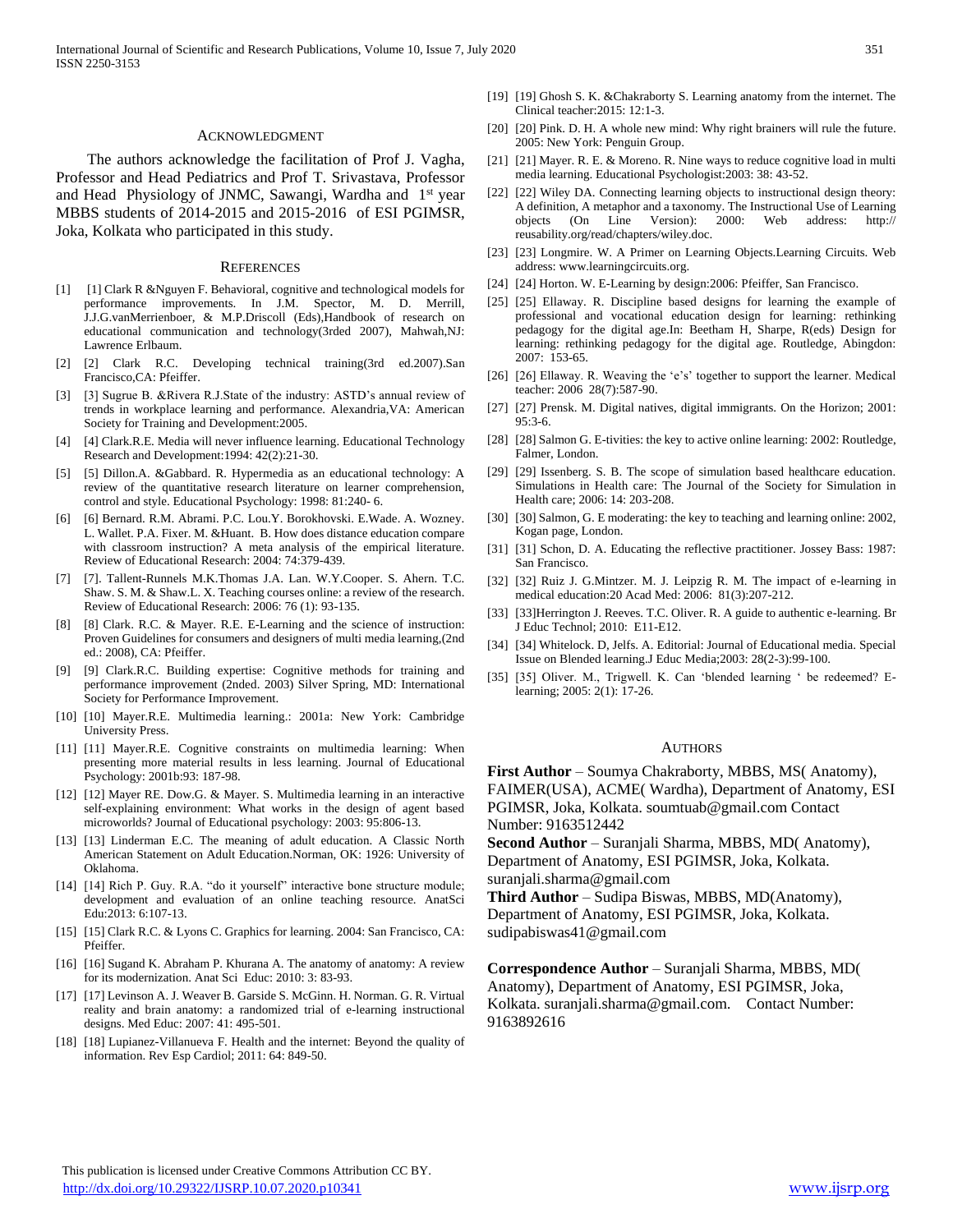## ACKNOWLEDGMENT

The authors acknowledge the facilitation of Prof J. Vagha, Professor and Head Pediatrics and Prof T. Srivastava, Professor and Head Physiology of JNMC, Sawangi, Wardha and 1st year MBBS students of 2014-2015 and 2015-2016 of ESI PGIMSR, Joka, Kolkata who participated in this study.

## REFERENCES

[1] [1] Clark R &Nguyen F. Behavioral, cognitive and technological models for performance improvements. In J.M. Spector, M. D. Merrill, J.J.G.vanMerrienboer, & M.P.Driscoll (Eds),Handbook of research on educational communication and technology(3rded 2007), Mahwah,NJ: Lawrence Erlbaum.

[2] [2] Clark R.C. Developing technical training(3rd ed.2007).San Francisco,CA: Pfeiffer.

[3] [3] Sugrue B. &Rivera R.J.State of the industry: ASTD's annual review of trends in workplace learning and performance. Alexandria,VA: American Society for Training and Development:2005.

[4] [4] Clark.R.E. Media will never influence learning. Educational Technology Research and Development:1994: 42(2):21-30.

[5] [5] Dillon.A. &Gabbard. R. Hypermedia as an educational technology: A review of the quantitative research literature on learner comprehension, control and style. Educational Psychology: 1998: 81:240- 6.

[6] [6] Bernard. R.M. Abrami. P.C. Lou.Y. Borokhovski. E.Wade. A. Wozney. L. Wallet. P.A. Fixer. M. &Huant. B. How does distance education compare with classroom instruction? A meta analysis of the empirical literature. Review of Educational Research: 2004: 74:379-439.

[7] [7]. Tallent-Runnels M.K.Thomas J.A. Lan. W.Y.Cooper. S. Ahern. T.C. Shaw. S. M. & Shaw.L. X. Teaching courses online: a review of the research. Review of Educational Research: 2006: 76 (1): 93-135.

[8] [8] Clark. R.C. & Mayer. R.E. E-Learning and the science of instruction: Proven Guidelines for consumers and designers of multi media learning,(2nd ed.: 2008), CA: Pfeiffer.

[9] [9] Clark.R.C. Building expertise: Cognitive methods for training and performance improvement (2nded. 2003) Silver Spring, MD: International Society for Performance Improvement.

[10] [10] Mayer.R.E. Multimedia learning.: 2001a: New York: Cambridge University Press.

[11] [11] Mayer.R.E. Cognitive constraints on multimedia learning: When presenting more material results in less learning. Journal of Educational Psychology: 2001b:93: 187-98.

[12] [12] Mayer RE. Dow.G. & Mayer. S. Multimedia learning in an interactive self-explaining environment: What works in the design of agent based microworlds? Journal of Educational psychology: 2003: 95:806-13.

[13] [13] Linderman E.C. The meaning of adult education. A Classic North American Statement on Adult Education.Norman, OK: 1926: University of Oklahoma.

[14] [14] Rich P. Guy. R.A. "do it yourself" interactive bone structure module; development and evaluation of an online teaching resource. AnatSci Edu:2013: 6:107-13.

[15] [15] Clark R.C. & Lyons C. Graphics for learning. 2004: San Francisco, CA: Pfeiffer.

[16] [16] Sugand K. Abraham P. Khurana A. The anatomy of anatomy: A review for its modernization. Anat Sci Educ: 2010: 3: 83-93.

[17] [17] Levinson A. J. Weaver B. Garside S. McGinn. H. Norman. G. R. Virtual reality and brain anatomy: a randomized trial of e-learning instructional designs. Med Educ: 2007: 41: 495-501.

[18] [18] Lupianez-Villanueva F. Health and the internet: Beyond the quality of information. Rev Esp Cardiol; 2011: 64: 849-50.

[19] [19] Ghosh S. K. &Chakraborty S. Learning anatomy from the internet. The Clinical teacher:2015: 12:1-3.

[20] [20] Pink. D. H. A whole new mind: Why right brainers will rule the future. 2005: New York: Penguin Group.

[21] [21] Mayer. R. E. & Moreno. R. Nine ways to reduce cognitive load in multi media learning. Educational Psychologist:2003: 38: 43-52.

[22] [22] Wiley DA. Connecting learning objects to instructional design theory: A definition, A metaphor and a taxonomy. The Instructional Use of Learning objects (On Line Version): 2000: Web address: http:// reusability.org/read/chapters/wiley.doc.

[23] [23] Longmire. W. A Primer on Learning Objects.Learning Circuits. Web address: www.learningcircuits.org.

[24] [24] Horton. W. E-Learning by design:2006: Pfeiffer, San Francisco.

[25] [25] Ellaway. R. Discipline based designs for learning the example of professional and vocational education design for learning: rethinking pedagogy for the digital age.In: Beetham H, Sharpe, R(eds) Design for learning: rethinking pedagogy for the digital age. Routledge, Abingdon: 2007: 153-65.

[26] [26] Ellaway. R. Weaving the 'e's' together to support the learner. Medical teacher: 2006 28(7):587-90.

[27] [27] Prensk. M. Digital natives, digital immigrants. On the Horizon; 2001: 95:3-6.

[28] [28] Salmon G. E-tivities: the key to active online learning: 2002: Routledge, Falmer, London.

[29] [29] Issenberg. S. B. The scope of simulation based healthcare education. Simulations in Health care: The Journal of the Society for Simulation in Health care; 2006: 14: 203-208.

[30] [30] Salmon, G. E moderating: the key to teaching and learning online: 2002, Kogan page, London.

[31] [31] Schon, D. A. Educating the reflective practitioner. Jossey Bass: 1987: San Francisco.

[32] [32] Ruiz J. G.Mintzer. M. J. Leipzig R. M. The impact of e-learning in medical education:20 Acad Med: 2006: 81(3):207-212.

[33] [33]Herrington J. Reeves. T.C. Oliver. R. A guide to authentic e-learning. Br J Educ Technol; 2010: E11-E12.

[34] [34] Whitelock. D, Jelfs. A. Editorial: Journal of Educational media. Special Issue on Blended learning.J Educ Media;2003: 28(2-3):99-100.

[35] [35] Oliver. M., Trigwell. K. Can 'blended learning ' be redeemed? E-learning; 2005: 2(1): 17-26.

## AUTHORS

**First Author** – Soumya Chakraborty, MBBS, MS( Anatomy), FAIMER(USA), ACME( Wardha), Department of Anatomy, ESI PGIMSR, Joka, Kolkata. soumtuab@gmail.com Contact Number: 9163512442

**Second Author** – Suranjali Sharma, MBBS, MD( Anatomy), Department of Anatomy, ESI PGIMSR, Joka, Kolkata. suranjali.sharma@gmail.com

**Third Author** – Sudipa Biswas, MBBS, MD(Anatomy), Department of Anatomy, ESI PGIMSR, Joka, Kolkata. sudipabiswas41@gmail.com

**Correspondence Author** – Suranjali Sharma, MBBS, MD( Anatomy), Department of Anatomy, ESI PGIMSR, Joka, Kolkata. suranjali.sharma@gmail.com. Contact Number: 9163892616